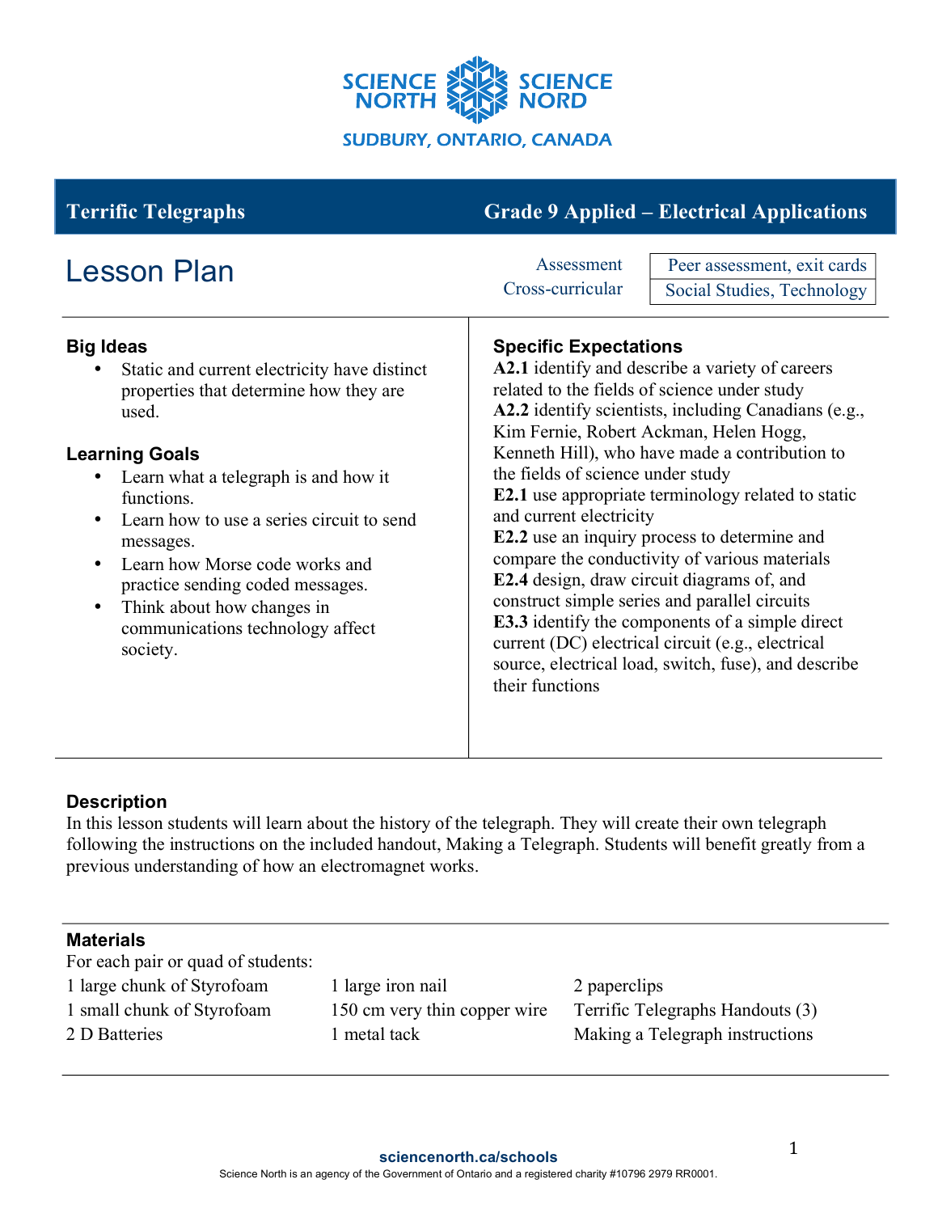SCIENCE NORTH SCIENCE NORD

SUDBURY, ONTARIO, CANADA

**Terrific Telegraphs** — **Grade 9 Applied – Electrical Applications**

# Lesson Plan

| Assessment | Peer assessment, exit cards |
|---|---|
| Cross-curricular | Social Studies, Technology |

## Big Ideas

- Static and current electricity have distinct properties that determine how they are used.

## Learning Goals

- Learn what a telegraph is and how it functions.
- Learn how to use a series circuit to send messages.
- Learn how Morse code works and practice sending coded messages.
- Think about how changes in communications technology affect society.

## Specific Expectations

**A2.1** identify and describe a variety of careers related to the fields of science under study
**A2.2** identify scientists, including Canadians (e.g., Kim Fernie, Robert Ackman, Helen Hogg, Kenneth Hill), who have made a contribution to the fields of science under study
**E2.1** use appropriate terminology related to static and current electricity
**E2.2** use an inquiry process to determine and compare the conductivity of various materials
**E2.4** design, draw circuit diagrams of, and construct simple series and parallel circuits
**E3.3** identify the components of a simple direct current (DC) electrical circuit (e.g., electrical source, electrical load, switch, fuse), and describe their functions

## Description

In this lesson students will learn about the history of the telegraph. They will create their own telegraph following the instructions on the included handout, Making a Telegraph. Students will benefit greatly from a previous understanding of how an electromagnet works.

## Materials

For each pair or quad of students:

| | | |
|---|---|---|
| 1 large chunk of Styrofoam | 1 large iron nail | 2 paperclips |
| 1 small chunk of Styrofoam | 150 cm very thin copper wire | Terrific Telegraphs Handouts (3) |
| 2 D Batteries | 1 metal tack | Making a Telegraph instructions |

sciencenorth.ca/schools
Science North is an agency of the Government of Ontario and a registered charity #10796 2979 RR0001.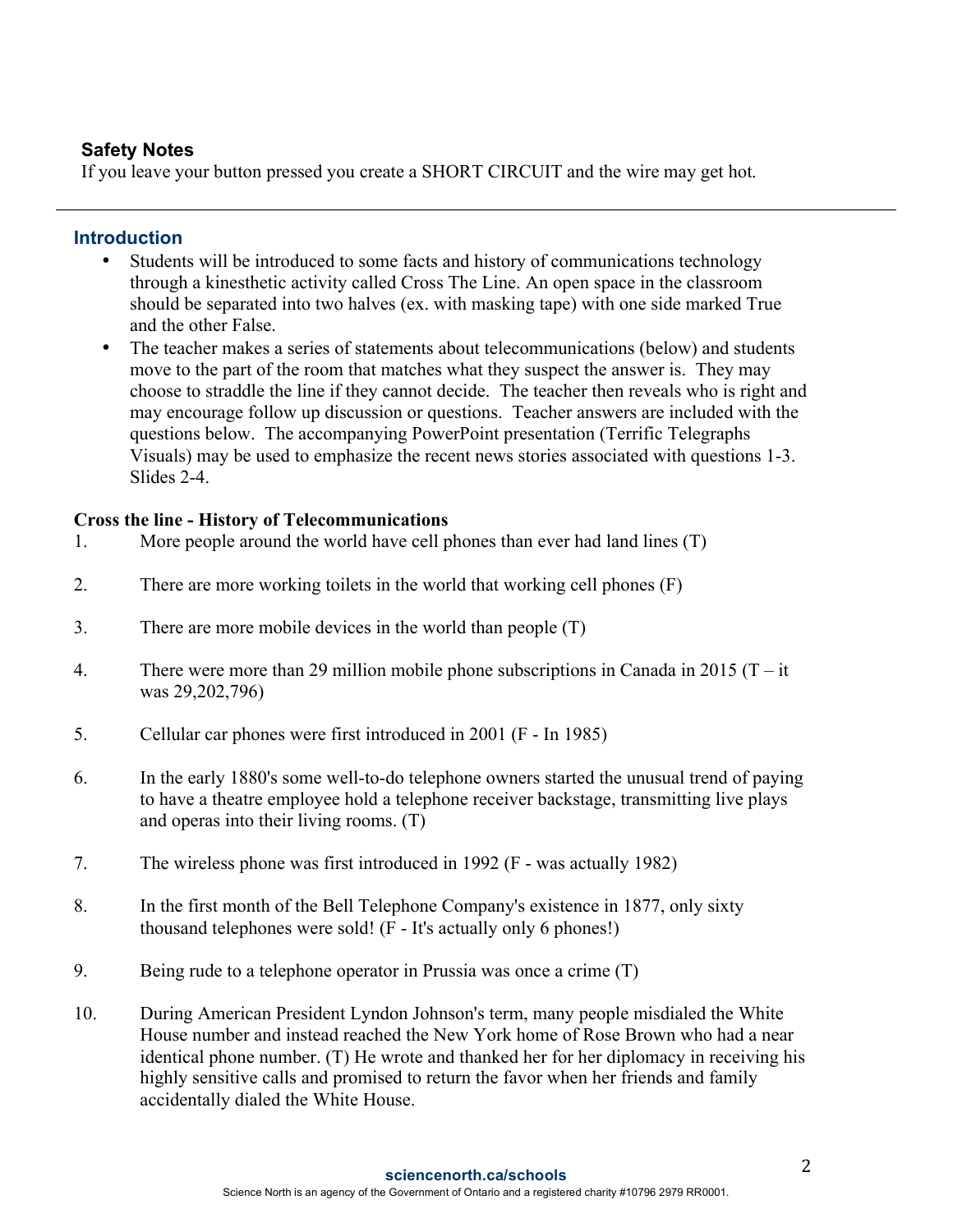### Safety Notes

If you leave your button pressed you create a SHORT CIRCUIT and the wire may get hot.

---

## Introduction

- Students will be introduced to some facts and history of communications technology through a kinesthetic activity called Cross The Line. An open space in the classroom should be separated into two halves (ex. with masking tape) with one side marked True and the other False.
- The teacher makes a series of statements about telecommunications (below) and students move to the part of the room that matches what they suspect the answer is. They may choose to straddle the line if they cannot decide. The teacher then reveals who is right and may encourage follow up discussion or questions. Teacher answers are included with the questions below. The accompanying PowerPoint presentation (Terrific Telegraphs Visuals) may be used to emphasize the recent news stories associated with questions 1-3. Slides 2-4.

**Cross the line - History of Telecommunications**

1. More people around the world have cell phones than ever had land lines (T)
2. There are more working toilets in the world that working cell phones (F)
3. There are more mobile devices in the world than people (T)
4. There were more than 29 million mobile phone subscriptions in Canada in 2015 (T – it was 29,202,796)
5. Cellular car phones were first introduced in 2001 (F - In 1985)
6. In the early 1880's some well-to-do telephone owners started the unusual trend of paying to have a theatre employee hold a telephone receiver backstage, transmitting live plays and operas into their living rooms. (T)
7. The wireless phone was first introduced in 1992 (F - was actually 1982)
8. In the first month of the Bell Telephone Company's existence in 1877, only sixty thousand telephones were sold! (F - It's actually only 6 phones!)
9. Being rude to a telephone operator in Prussia was once a crime (T)
10. During American President Lyndon Johnson's term, many people misdialed the White House number and instead reached the New York home of Rose Brown who had a near identical phone number. (T) He wrote and thanked her for her diplomacy in receiving his highly sensitive calls and promised to return the favor when her friends and family accidentally dialed the White House.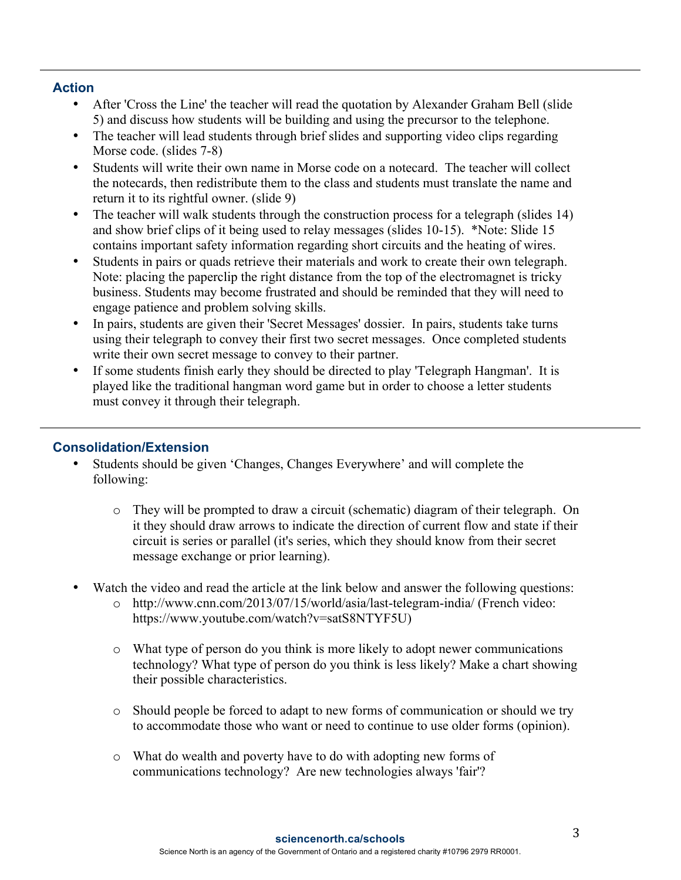## Action

- After 'Cross the Line' the teacher will read the quotation by Alexander Graham Bell (slide 5) and discuss how students will be building and using the precursor to the telephone.
- The teacher will lead students through brief slides and supporting video clips regarding Morse code. (slides 7-8)
- Students will write their own name in Morse code on a notecard. The teacher will collect the notecards, then redistribute them to the class and students must translate the name and return it to its rightful owner. (slide 9)
- The teacher will walk students through the construction process for a telegraph (slides 14) and show brief clips of it being used to relay messages (slides 10-15). *Note: Slide 15 contains important safety information regarding short circuits and the heating of wires.
- Students in pairs or quads retrieve their materials and work to create their own telegraph. Note: placing the paperclip the right distance from the top of the electromagnet is tricky business. Students may become frustrated and should be reminded that they will need to engage patience and problem solving skills.
- In pairs, students are given their 'Secret Messages' dossier. In pairs, students take turns using their telegraph to convey their first two secret messages. Once completed students write their own secret message to convey to their partner.
- If some students finish early they should be directed to play 'Telegraph Hangman'. It is played like the traditional hangman word game but in order to choose a letter students must convey it through their telegraph.

## Consolidation/Extension

- Students should be given 'Changes, Changes Everywhere' and will complete the following:
  - They will be prompted to draw a circuit (schematic) diagram of their telegraph. On it they should draw arrows to indicate the direction of current flow and state if their circuit is series or parallel (it's series, which they should know from their secret message exchange or prior learning).
- Watch the video and read the article at the link below and answer the following questions:
  - http://www.cnn.com/2013/07/15/world/asia/last-telegram-india/ (French video: https://www.youtube.com/watch?v=satS8NTYF5U)
  - What type of person do you think is more likely to adopt newer communications technology? What type of person do you think is less likely? Make a chart showing their possible characteristics.
  - Should people be forced to adapt to new forms of communication or should we try to accommodate those who want or need to continue to use older forms (opinion).
  - What do wealth and poverty have to do with adopting new forms of communications technology? Are new technologies always 'fair'?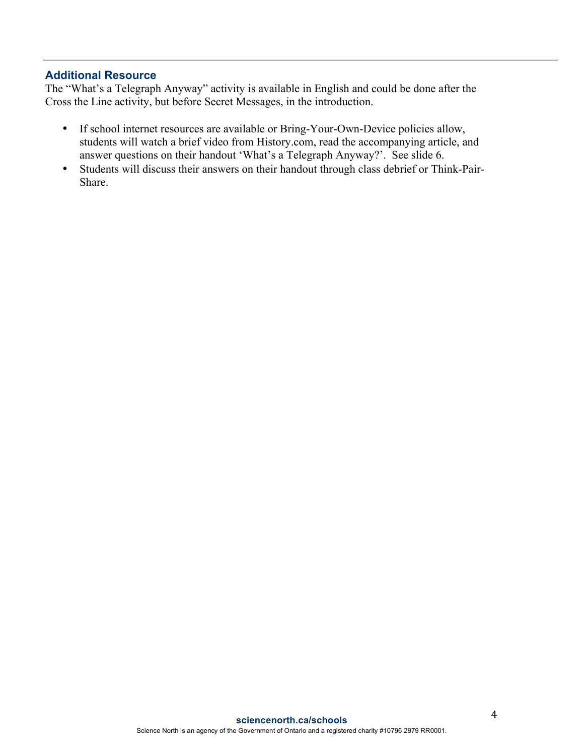### Additional Resource

The "What's a Telegraph Anyway" activity is available in English and could be done after the Cross the Line activity, but before Secret Messages, in the introduction.

- If school internet resources are available or Bring-Your-Own-Device policies allow, students will watch a brief video from History.com, read the accompanying article, and answer questions on their handout 'What's a Telegraph Anyway?'. See slide 6.
- Students will discuss their answers on their handout through class debrief or Think-Pair-Share.